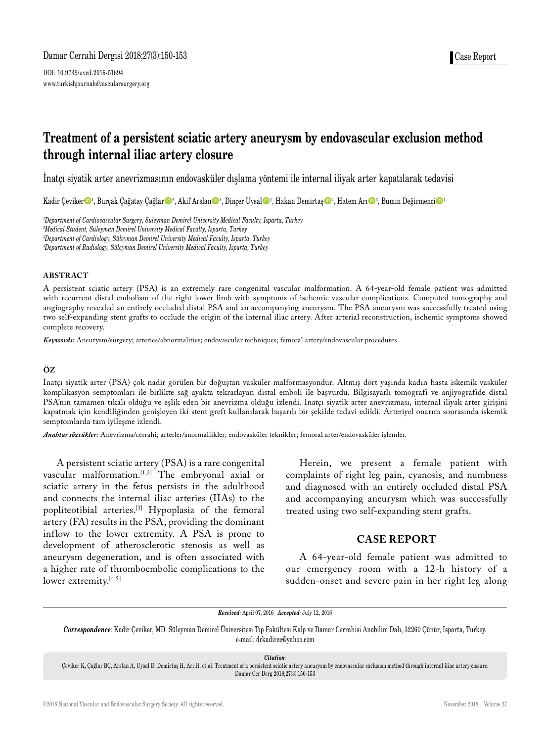Case Report

DOI: 10.9739/uvcd.2016-51694
www.turkishjournalofvascularsurgery.org

# Treatment of a persistent sciatic artery aneurysm by endovascular exclusion method through internal iliac artery closure

İnatçı siyatik arter anevrizmasının endovasküler dışlama yöntemi ile internal iliyak arter kapatılarak tedavisi

Kadir Çeviker[1], Burçak Çağatay Çağlar[2], Akif Arslan[3], Dinçer Uysal[1], Hakan Demirtaş[4], Hatem Arı[3], Bumin Değirmenci[4]

[1]Department of Cardiovascular Surgery, Süleyman Demirel University Medical Faculty, Isparta, Turkey
[2]Medical Student, Süleyman Demirel University Medical Faculty, Isparta, Turkey
[3]Department of Cardiology, Süleyman Demirel University Medical Faculty, Isparta, Turkey
[4]Department of Radiology, Süleyman Demirel University Medical Faculty, Isparta, Turkey

## ABSTRACT

A persistent sciatic artery (PSA) is an extremely rare congenital vascular malformation. A 64-year-old female patient was admitted with recurrent distal embolism of the right lower limb with symptoms of ischemic vascular complications. Computed tomography and angiography revealed an entirely occluded distal PSA and an accompanying aneurysm. The PSA aneurysm was successfully treated using two self-expanding stent grafts to occlude the origin of the internal iliac artery. After arterial reconstruction, ischemic symptoms showed complete recovery.

*Keywords:* Aneurysm/surgery; arteries/abnormalities; endovascular techniques; femoral artery/endovascular procedures.

## ÖZ

İnatçı siyatik arter (PSA) çok nadir görülen bir doğuştan vasküler malformasyondur. Altmış dört yaşında kadın hasta iskemik vasküler komplikasyon semptomları ile birlikte sağ ayakta tekrarlayan distal emboli ile başvurdu. Bilgisayarlı tomografi ve anjiyografide distal PSA'nın tamamen tıkalı olduğu ve eşlik eden bir anevrizma olduğu izlendi. İnatçı siyatik arter anevrizması, internal iliyak arter girişini kapatmak için kendiliğinden genişleyen iki stent greft kullanılarak başarılı bir şekilde tedavi edildi. Arteriyel onarım sonrasında iskemik semptomlarda tam iyileşme izlendi.

*Anahtar sözcükler:* Anevrizma/cerrahi; arterler/anormallikler; endovasküler teknikler; femoral arter/endovasküler işlemler.

A persistent sciatic artery (PSA) is a rare congenital vascular malformation.[1,2] The embryonal axial or sciatic artery in the fetus persists in the adulthood and connects the internal iliac arteries (IIAs) to the popliteotibial arteries.[3] Hypoplasia of the femoral artery (FA) results in the PSA, providing the dominant inflow to the lower extremity. A PSA is prone to development of atherosclerotic stenosis as well as aneurysm degeneration, and is often associated with a higher rate of thromboembolic complications to the lower extremity.[4,5]

Herein, we present a female patient with complaints of right leg pain, cyanosis, and numbness and diagnosed with an entirely occluded distal PSA and accompanying aneurysm which was successfully treated using two self-expanding stent grafts.

## CASE REPORT

A 64-year-old female patient was admitted to our emergency room with a 12-h history of a sudden-onset and severe pain in her right leg along

*Received:* April 07, 2016 *Accepted:* July 12, 2016

*Correspondence:* Kadir Çeviker, MD. Süleyman Demirel Üniversitesi Tıp Fakültesi Kalp ve Damar Cerrahisi Anabilim Dalı, 32260 Çünür, Isparta, Turkey.
e-mail: drkadirce@yahoo.com

*Citation:*
Çeviker K, Çağlar BÇ, Arslan A, Uysal D, Demirtaş H, Arı H, et al. Treatment of a persistent sciatic artery aneurysm by endovascular exclusion method through internal iliac artery closure. Damar Cer Derg 2018;27(3):150-153

©2018 National Vascular and Endovascular Surgery Society. All rights reserved.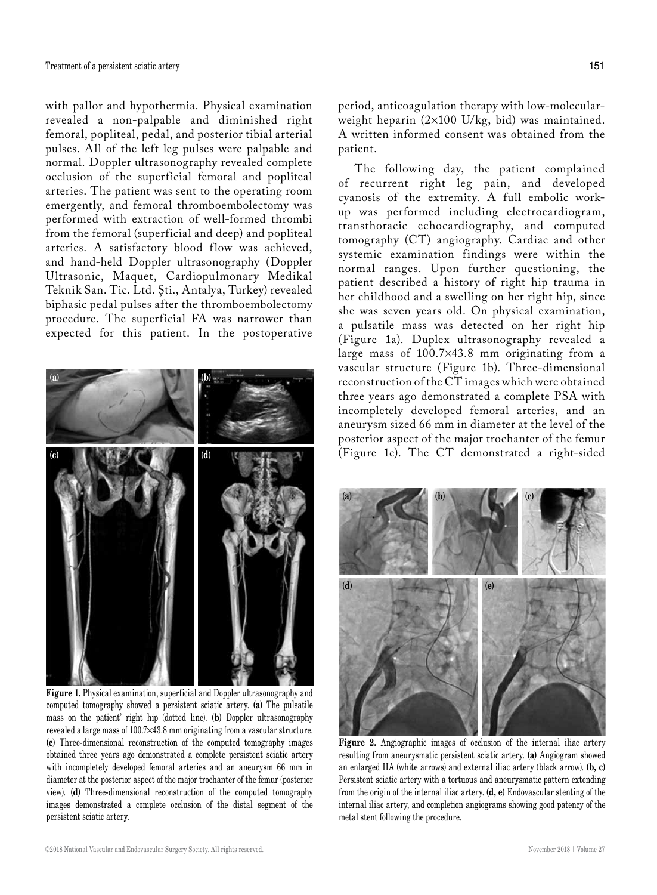with pallor and hypothermia. Physical examination revealed a non-palpable and diminished right femoral, popliteal, pedal, and posterior tibial arterial pulses. All of the left leg pulses were palpable and normal. Doppler ultrasonography revealed complete occlusion of the superficial femoral and popliteal arteries. The patient was sent to the operating room emergently, and femoral thromboembolectomy was performed with extraction of well-formed thrombi from the femoral (superficial and deep) and popliteal arteries. A satisfactory blood flow was achieved, and hand-held Doppler ultrasonography (Doppler Ultrasonic, Maquet, Cardiopulmonary Medikal Teknik San. Tic. Ltd. Şti., Antalya, Turkey) revealed biphasic pedal pulses after the thromboembolectomy procedure. The superficial FA was narrower than expected for this patient. In the postoperative period, anticoagulation therapy with low-molecular-weight heparin (2×100 U/kg, bid) was maintained. A written informed consent was obtained from the patient.

**Figure 1.** Physical examination, superficial and Doppler ultrasonography and computed tomography showed a persistent sciatic artery. **(a)** The pulsatile mass on the patient' right hip (dotted line). **(b)** Doppler ultrasonography revealed a large mass of 100.7×43.8 mm originating from a vascular structure. **(c)** Three-dimensional reconstruction of the computed tomography images obtained three years ago demonstrated a complete persistent sciatic artery with incompletely developed femoral arteries and an aneurysm 66 mm in diameter at the posterior aspect of the major trochanter of the femur (posterior view). **(d)** Three-dimensional reconstruction of the computed tomography images demonstrated a complete occlusion of the distal segment of the persistent sciatic artery.

The following day, the patient complained of recurrent right leg pain, and developed cyanosis of the extremity. A full embolic work-up was performed including electrocardiogram, transthoracic echocardiography, and computed tomography (CT) angiography. Cardiac and other systemic examination findings were within the normal ranges. Upon further questioning, the patient described a history of right hip trauma in her childhood and a swelling on her right hip, since she was seven years old. On physical examination, a pulsatile mass was detected on her right hip (Figure 1a). Duplex ultrasonography revealed a large mass of 100.7×43.8 mm originating from a vascular structure (Figure 1b). Three-dimensional reconstruction of the CT images which were obtained three years ago demonstrated a complete PSA with incompletely developed femoral arteries, and an aneurysm sized 66 mm in diameter at the level of the posterior aspect of the major trochanter of the femur (Figure 1c). The CT demonstrated a right-sided

**Figure 2.** Angiographic images of occlusion of the internal iliac artery resulting from aneurysmatic persistent sciatic artery. **(a)** Angiogram showed an enlarged IIA (white arrows) and external iliac artery (black arrow). **(b, c)** Persistent sciatic artery with a tortuous and aneurysmatic pattern extending from the origin of the internal iliac artery. **(d, e)** Endovascular stenting of the internal iliac artery, and completion angiograms showing good patency of the metal stent following the procedure.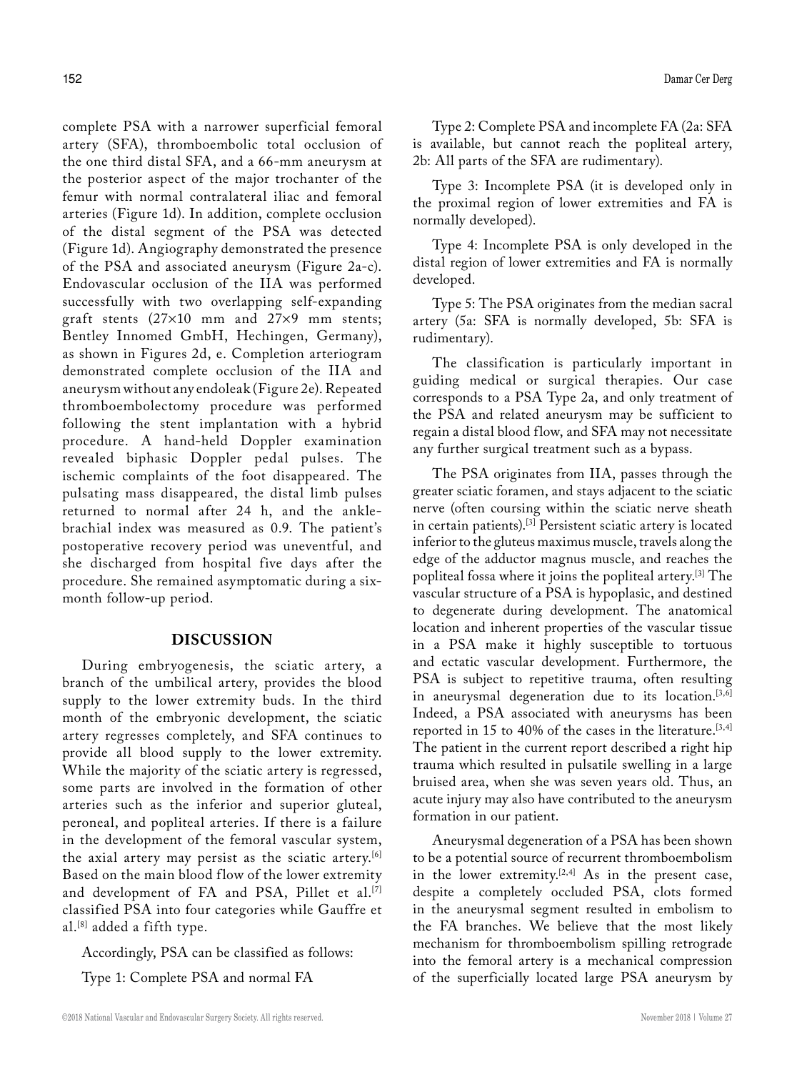complete PSA with a narrower superficial femoral artery (SFA), thromboembolic total occlusion of the one third distal SFA, and a 66-mm aneurysm at the posterior aspect of the major trochanter of the femur with normal contralateral iliac and femoral arteries (Figure 1d). In addition, complete occlusion of the distal segment of the PSA was detected (Figure 1d). Angiography demonstrated the presence of the PSA and associated aneurysm (Figure 2a-c). Endovascular occlusion of the IIA was performed successfully with two overlapping self-expanding graft stents (27×10 mm and 27×9 mm stents; Bentley Innomed GmbH, Hechingen, Germany), as shown in Figures 2d, e. Completion arteriogram demonstrated complete occlusion of the IIA and aneurysm without any endoleak (Figure 2e). Repeated thromboembolectomy procedure was performed following the stent implantation with a hybrid procedure. A hand-held Doppler examination revealed biphasic Doppler pedal pulses. The ischemic complaints of the foot disappeared. The pulsating mass disappeared, the distal limb pulses returned to normal after 24 h, and the ankle-brachial index was measured as 0.9. The patient's postoperative recovery period was uneventful, and she discharged from hospital five days after the procedure. She remained asymptomatic during a six-month follow-up period.

## DISCUSSION

During embryogenesis, the sciatic artery, a branch of the umbilical artery, provides the blood supply to the lower extremity buds. In the third month of the embryonic development, the sciatic artery regresses completely, and SFA continues to provide all blood supply to the lower extremity. While the majority of the sciatic artery is regressed, some parts are involved in the formation of other arteries such as the inferior and superior gluteal, peroneal, and popliteal arteries. If there is a failure in the development of the femoral vascular system, the axial artery may persist as the sciatic artery.[6] Based on the main blood flow of the lower extremity and development of FA and PSA, Pillet et al.[7] classified PSA into four categories while Gauffre et al.[8] added a fifth type.

Accordingly, PSA can be classified as follows:

Type 1: Complete PSA and normal FA

Type 2: Complete PSA and incomplete FA (2a: SFA is available, but cannot reach the popliteal artery, 2b: All parts of the SFA are rudimentary).

Type 3: Incomplete PSA (it is developed only in the proximal region of lower extremities and FA is normally developed).

Type 4: Incomplete PSA is only developed in the distal region of lower extremities and FA is normally developed.

Type 5: The PSA originates from the median sacral artery (5a: SFA is normally developed, 5b: SFA is rudimentary).

The classification is particularly important in guiding medical or surgical therapies. Our case corresponds to a PSA Type 2a, and only treatment of the PSA and related aneurysm may be sufficient to regain a distal blood flow, and SFA may not necessitate any further surgical treatment such as a bypass.

The PSA originates from IIA, passes through the greater sciatic foramen, and stays adjacent to the sciatic nerve (often coursing within the sciatic nerve sheath in certain patients).[3] Persistent sciatic artery is located inferior to the gluteus maximus muscle, travels along the edge of the adductor magnus muscle, and reaches the popliteal fossa where it joins the popliteal artery.[3] The vascular structure of a PSA is hypoplasic, and destined to degenerate during development. The anatomical location and inherent properties of the vascular tissue in a PSA make it highly susceptible to tortuous and ectatic vascular development. Furthermore, the PSA is subject to repetitive trauma, often resulting in aneurysmal degeneration due to its location.[3,6] Indeed, a PSA associated with aneurysms has been reported in 15 to 40% of the cases in the literature.[3,4] The patient in the current report described a right hip trauma which resulted in pulsatile swelling in a large bruised area, when she was seven years old. Thus, an acute injury may also have contributed to the aneurysm formation in our patient.

Aneurysmal degeneration of a PSA has been shown to be a potential source of recurrent thromboembolism in the lower extremity.[2,4] As in the present case, despite a completely occluded PSA, clots formed in the aneurysmal segment resulted in embolism to the FA branches. We believe that the most likely mechanism for thromboembolism spilling retrograde into the femoral artery is a mechanical compression of the superficially located large PSA aneurysm by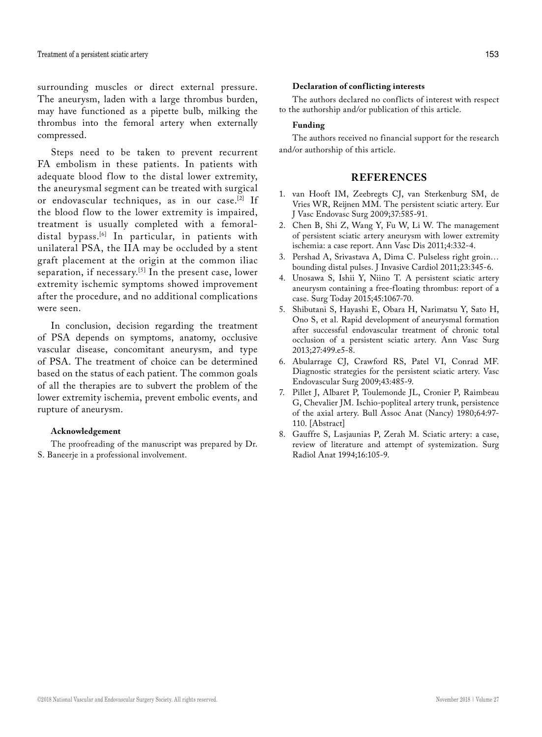surrounding muscles or direct external pressure. The aneurysm, laden with a large thrombus burden, may have functioned as a pipette bulb, milking the thrombus into the femoral artery when externally compressed.

Steps need to be taken to prevent recurrent FA embolism in these patients. In patients with adequate blood flow to the distal lower extremity, the aneurysmal segment can be treated with surgical or endovascular techniques, as in our case.[2] If the blood flow to the lower extremity is impaired, treatment is usually completed with a femoral-distal bypass.[6] In particular, in patients with unilateral PSA, the IIA may be occluded by a stent graft placement at the origin at the common iliac separation, if necessary.[5] In the present case, lower extremity ischemic symptoms showed improvement after the procedure, and no additional complications were seen.

In conclusion, decision regarding the treatment of PSA depends on symptoms, anatomy, occlusive vascular disease, concomitant aneurysm, and type of PSA. The treatment of choice can be determined based on the status of each patient. The common goals of all the therapies are to subvert the problem of the lower extremity ischemia, prevent embolic events, and rupture of aneurysm.

#### Acknowledgement

The proofreading of the manuscript was prepared by Dr. S. Baneerje in a professional involvement.

#### Declaration of conflicting interests

The authors declared no conflicts of interest with respect to the authorship and/or publication of this article.

#### Funding

The authors received no financial support for the research and/or authorship of this article.

## REFERENCES

1. van Hooft IM, Zeebregts CJ, van Sterkenburg SM, de Vries WR, Reijnen MM. The persistent sciatic artery. Eur J Vasc Endovasc Surg 2009;37:585-91.
2. Chen B, Shi Z, Wang Y, Fu W, Li W. The management of persistent sciatic artery aneurysm with lower extremity ischemia: a case report. Ann Vasc Dis 2011;4:332-4.
3. Pershad A, Srivastava A, Dima C. Pulseless right groin… bounding distal pulses. J Invasive Cardiol 2011;23:345-6.
4. Unosawa S, Ishii Y, Niino T. A persistent sciatic artery aneurysm containing a free-floating thrombus: report of a case. Surg Today 2015;45:1067-70.
5. Shibutani S, Hayashi E, Obara H, Narimatsu Y, Sato H, Ono S, et al. Rapid development of aneurysmal formation after successful endovascular treatment of chronic total occlusion of a persistent sciatic artery. Ann Vasc Surg 2013;27:499.e5-8.
6. Abularrage CJ, Crawford RS, Patel VI, Conrad MF. Diagnostic strategies for the persistent sciatic artery. Vasc Endovascular Surg 2009;43:485-9.
7. Pillet J, Albaret P, Toulemonde JL, Cronier P, Raimbeau G, Chevalier JM. Ischio-popliteal artery trunk, persistence of the axial artery. Bull Assoc Anat (Nancy) 1980;64:97-110. [Abstract]
8. Gauffre S, Lasjaunias P, Zerah M. Sciatic artery: a case, review of literature and attempt of systemization. Surg Radiol Anat 1994;16:105-9.